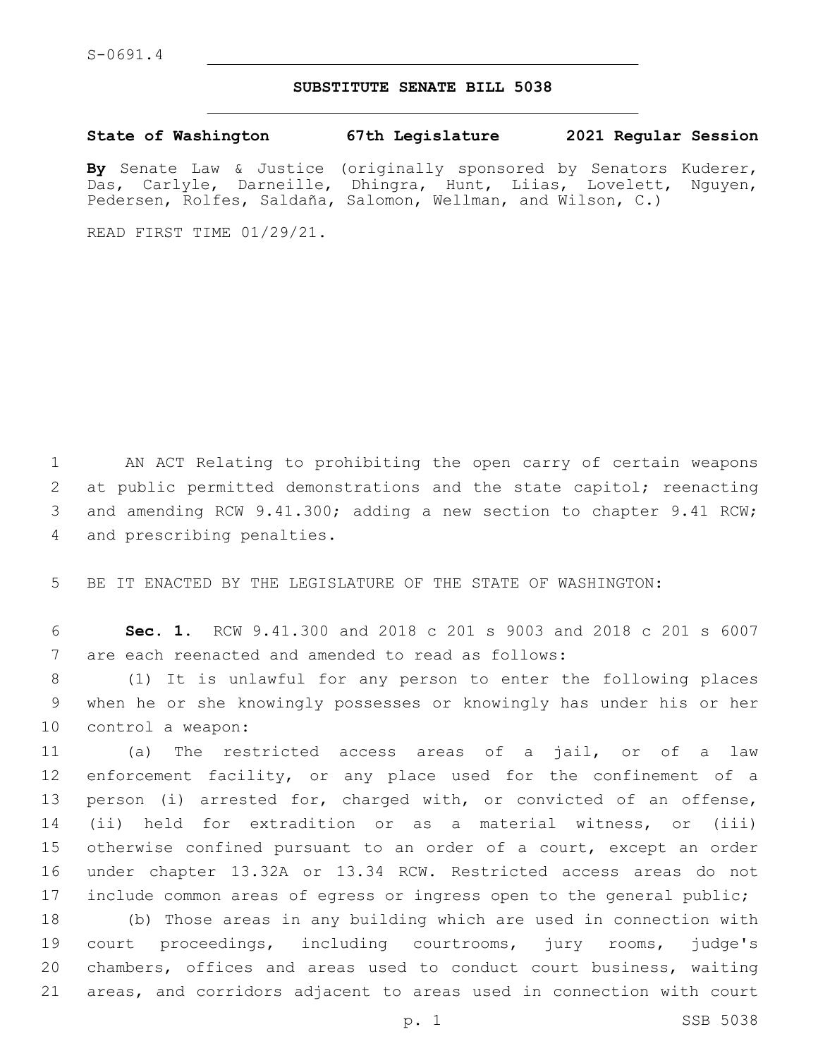S-0691.4

# SUBSTITUTE SENATE BILL 5038

**State of Washington 67th Legislature 2021 Regular Session**

**By** Senate Law & Justice (originally sponsored by Senators Kuderer, Das, Carlyle, Darneille, Dhingra, Hunt, Liias, Lovelett, Nguyen, Pedersen, Rolfes, Saldaña, Salomon, Wellman, and Wilson, C.)

READ FIRST TIME 01/29/21.

AN ACT Relating to prohibiting the open carry of certain weapons at public permitted demonstrations and the state capitol; reenacting and amending RCW 9.41.300; adding a new section to chapter 9.41 RCW; and prescribing penalties.

BE IT ENACTED BY THE LEGISLATURE OF THE STATE OF WASHINGTON:

**Sec. 1.** RCW 9.41.300 and 2018 c 201 s 9003 and 2018 c 201 s 6007 are each reenacted and amended to read as follows:

(1) It is unlawful for any person to enter the following places when he or she knowingly possesses or knowingly has under his or her control a weapon:

(a) The restricted access areas of a jail, or of a law enforcement facility, or any place used for the confinement of a person (i) arrested for, charged with, or convicted of an offense, (ii) held for extradition or as a material witness, or (iii) otherwise confined pursuant to an order of a court, except an order under chapter 13.32A or 13.34 RCW. Restricted access areas do not include common areas of egress or ingress open to the general public;

(b) Those areas in any building which are used in connection with court proceedings, including courtrooms, jury rooms, judge's chambers, offices and areas used to conduct court business, waiting areas, and corridors adjacent to areas used in connection with court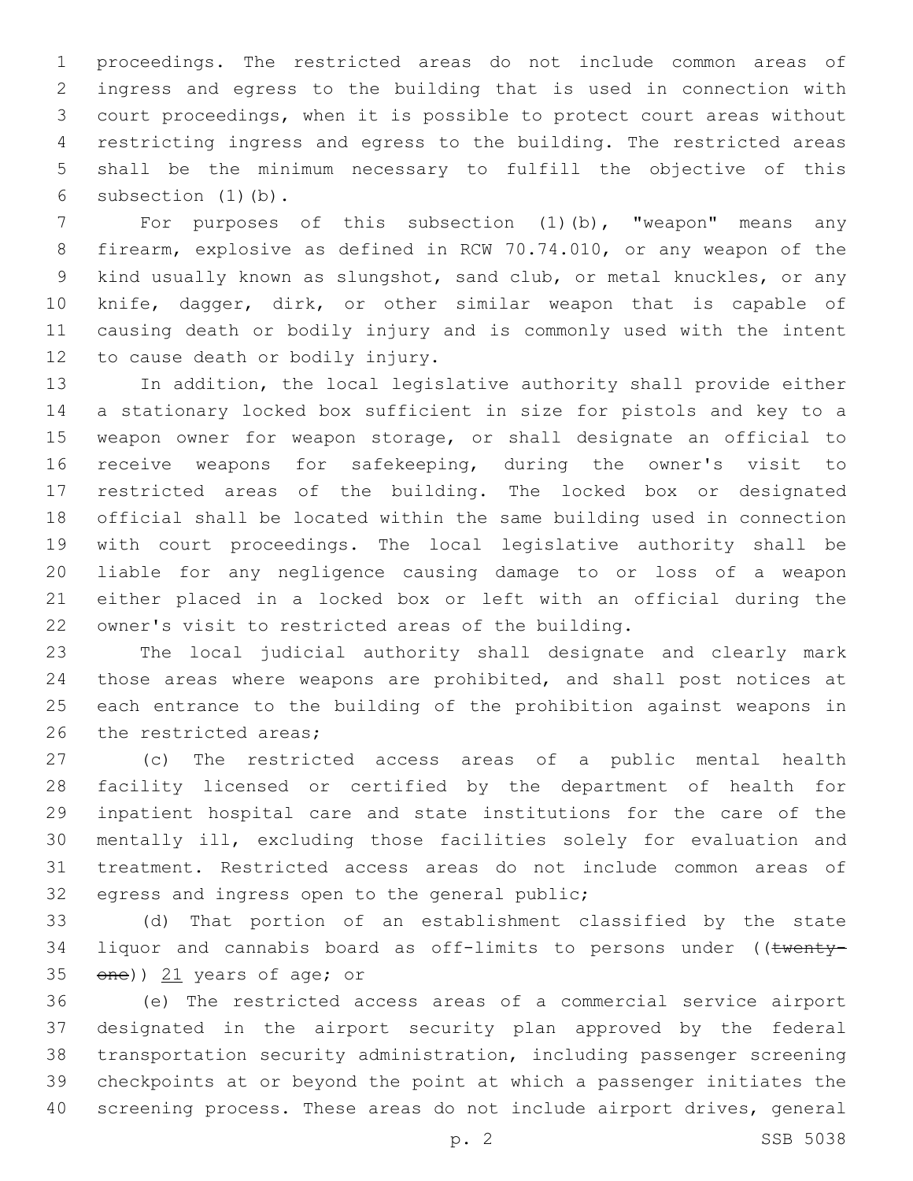proceedings. The restricted areas do not include common areas of ingress and egress to the building that is used in connection with court proceedings, when it is possible to protect court areas without restricting ingress and egress to the building. The restricted areas shall be the minimum necessary to fulfill the objective of this subsection (1)(b).

For purposes of this subsection (1)(b), "weapon" means any firearm, explosive as defined in RCW 70.74.010, or any weapon of the kind usually known as slungshot, sand club, or metal knuckles, or any knife, dagger, dirk, or other similar weapon that is capable of causing death or bodily injury and is commonly used with the intent to cause death or bodily injury.

In addition, the local legislative authority shall provide either a stationary locked box sufficient in size for pistols and key to a weapon owner for weapon storage, or shall designate an official to receive weapons for safekeeping, during the owner's visit to restricted areas of the building. The locked box or designated official shall be located within the same building used in connection with court proceedings. The local legislative authority shall be liable for any negligence causing damage to or loss of a weapon either placed in a locked box or left with an official during the owner's visit to restricted areas of the building.

The local judicial authority shall designate and clearly mark those areas where weapons are prohibited, and shall post notices at each entrance to the building of the prohibition against weapons in the restricted areas;

(c) The restricted access areas of a public mental health facility licensed or certified by the department of health for inpatient hospital care and state institutions for the care of the mentally ill, excluding those facilities solely for evaluation and treatment. Restricted access areas do not include common areas of egress and ingress open to the general public;

(d) That portion of an establishment classified by the state liquor and cannabis board as off-limits to persons under ((~~twenty-one~~)) <u>21</u> years of age; or

(e) The restricted access areas of a commercial service airport designated in the airport security plan approved by the federal transportation security administration, including passenger screening checkpoints at or beyond the point at which a passenger initiates the screening process. These areas do not include airport drives, general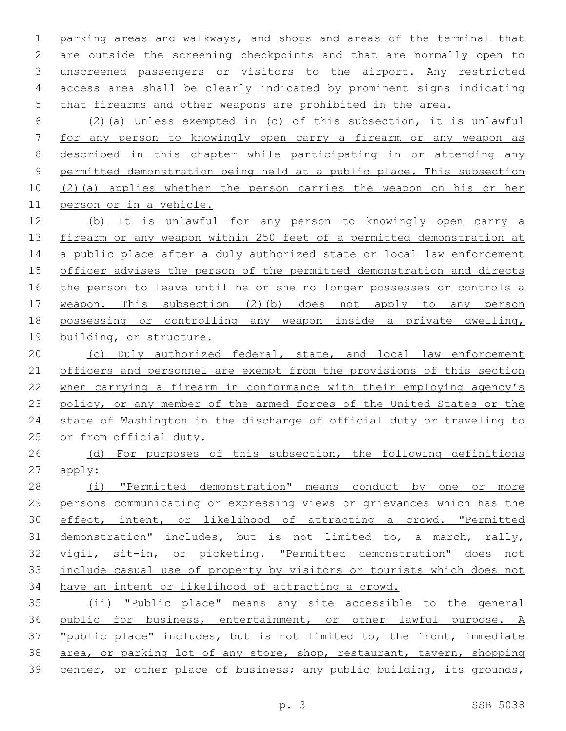parking areas and walkways, and shops and areas of the terminal that are outside the screening checkpoints and that are normally open to unscreened passengers or visitors to the airport. Any restricted access area shall be clearly indicated by prominent signs indicating that firearms and other weapons are prohibited in the area.

(2)(a) Unless exempted in (c) of this subsection, it is unlawful for any person to knowingly open carry a firearm or any weapon as described in this chapter while participating in or attending any permitted demonstration being held at a public place. This subsection (2)(a) applies whether the person carries the weapon on his or her person or in a vehicle.

(b) It is unlawful for any person to knowingly open carry a firearm or any weapon within 250 feet of a permitted demonstration at a public place after a duly authorized state or local law enforcement officer advises the person of the permitted demonstration and directs the person to leave until he or she no longer possesses or controls a weapon. This subsection (2)(b) does not apply to any person possessing or controlling any weapon inside a private dwelling, building, or structure.

(c) Duly authorized federal, state, and local law enforcement officers and personnel are exempt from the provisions of this section when carrying a firearm in conformance with their employing agency's policy, or any member of the armed forces of the United States or the state of Washington in the discharge of official duty or traveling to or from official duty.

(d) For purposes of this subsection, the following definitions apply:

(i) "Permitted demonstration" means conduct by one or more persons communicating or expressing views or grievances which has the effect, intent, or likelihood of attracting a crowd. "Permitted demonstration" includes, but is not limited to, a march, rally, vigil, sit-in, or picketing. "Permitted demonstration" does not include casual use of property by visitors or tourists which does not have an intent or likelihood of attracting a crowd.

(ii) "Public place" means any site accessible to the general public for business, entertainment, or other lawful purpose. A "public place" includes, but is not limited to, the front, immediate area, or parking lot of any store, shop, restaurant, tavern, shopping center, or other place of business; any public building, its grounds,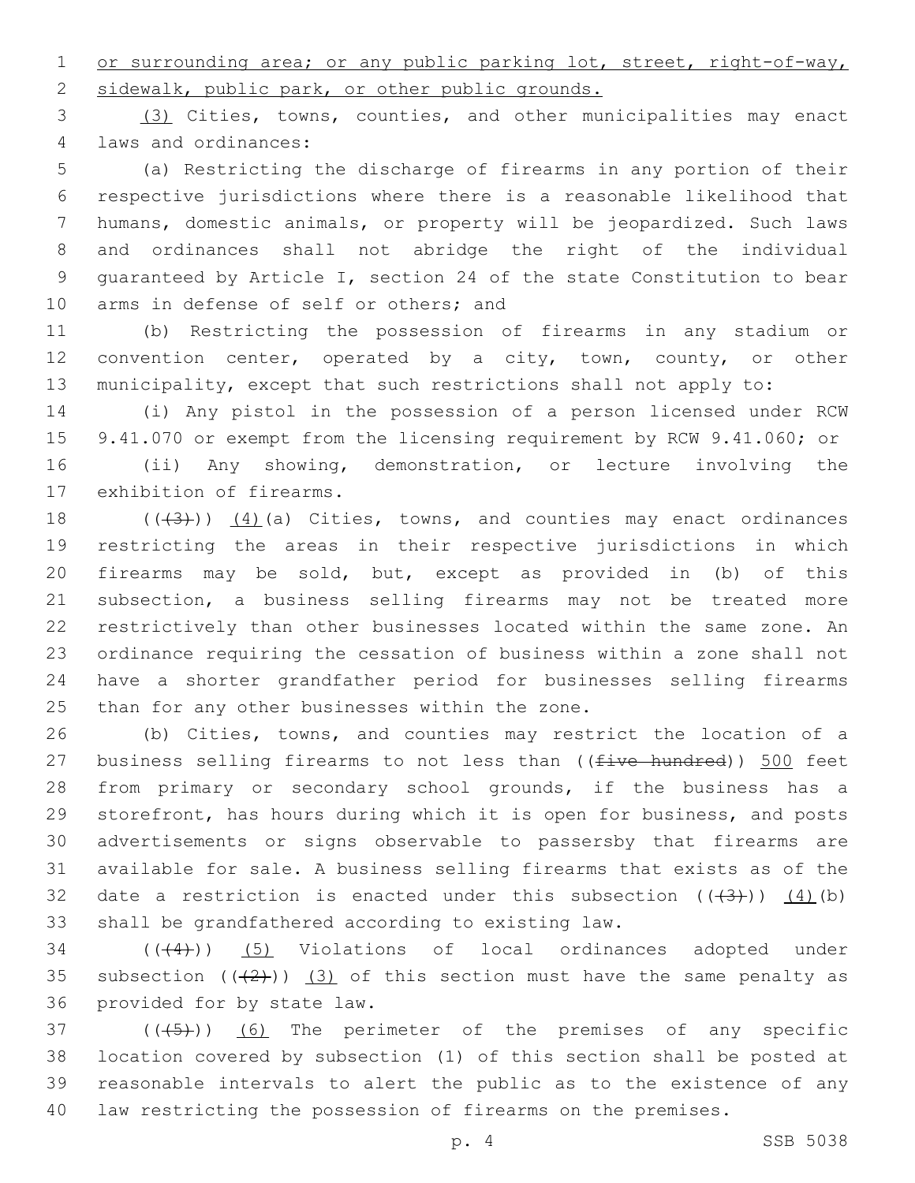or surrounding area; or any public parking lot, street, right-of-way, sidewalk, public park, or other public grounds.

(3) Cities, towns, counties, and other municipalities may enact laws and ordinances:

(a) Restricting the discharge of firearms in any portion of their respective jurisdictions where there is a reasonable likelihood that humans, domestic animals, or property will be jeopardized. Such laws and ordinances shall not abridge the right of the individual guaranteed by Article I, section 24 of the state Constitution to bear arms in defense of self or others; and

(b) Restricting the possession of firearms in any stadium or convention center, operated by a city, town, county, or other municipality, except that such restrictions shall not apply to:

(i) Any pistol in the possession of a person licensed under RCW 9.41.070 or exempt from the licensing requirement by RCW 9.41.060; or

(ii) Any showing, demonstration, or lecture involving the exhibition of firearms.

((~~(3)~~)) (4)(a) Cities, towns, and counties may enact ordinances restricting the areas in their respective jurisdictions in which firearms may be sold, but, except as provided in (b) of this subsection, a business selling firearms may not be treated more restrictively than other businesses located within the same zone. An ordinance requiring the cessation of business within a zone shall not have a shorter grandfather period for businesses selling firearms than for any other businesses within the zone.

(b) Cities, towns, and counties may restrict the location of a business selling firearms to not less than ((~~five hundred~~)) 500 feet from primary or secondary school grounds, if the business has a storefront, has hours during which it is open for business, and posts advertisements or signs observable to passersby that firearms are available for sale. A business selling firearms that exists as of the date a restriction is enacted under this subsection ((~~(3)~~)) (4)(b) shall be grandfathered according to existing law.

((~~(4)~~)) (5) Violations of local ordinances adopted under subsection ((~~(2)~~)) (3) of this section must have the same penalty as provided for by state law.

((~~(5)~~)) (6) The perimeter of the premises of any specific location covered by subsection (1) of this section shall be posted at reasonable intervals to alert the public as to the existence of any law restricting the possession of firearms on the premises.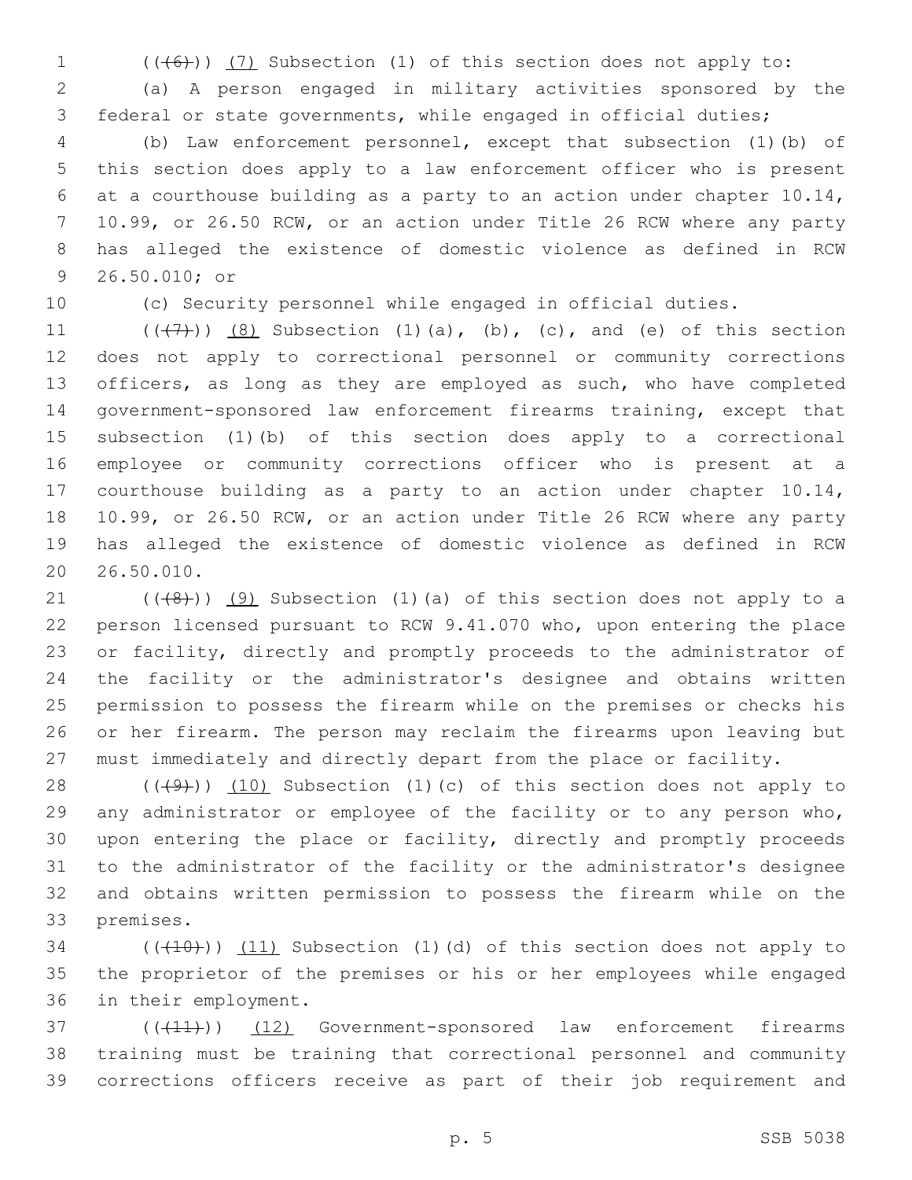((~~(6)~~)) <u>(7)</u> Subsection (1) of this section does not apply to:

(a) A person engaged in military activities sponsored by the federal or state governments, while engaged in official duties;

(b) Law enforcement personnel, except that subsection (1)(b) of this section does apply to a law enforcement officer who is present at a courthouse building as a party to an action under chapter 10.14, 10.99, or 26.50 RCW, or an action under Title 26 RCW where any party has alleged the existence of domestic violence as defined in RCW 26.50.010; or

(c) Security personnel while engaged in official duties.

((~~(7)~~)) <u>(8)</u> Subsection (1)(a), (b), (c), and (e) of this section does not apply to correctional personnel or community corrections officers, as long as they are employed as such, who have completed government-sponsored law enforcement firearms training, except that subsection (1)(b) of this section does apply to a correctional employee or community corrections officer who is present at a courthouse building as a party to an action under chapter 10.14, 10.99, or 26.50 RCW, or an action under Title 26 RCW where any party has alleged the existence of domestic violence as defined in RCW 26.50.010.

((~~(8)~~)) <u>(9)</u> Subsection (1)(a) of this section does not apply to a person licensed pursuant to RCW 9.41.070 who, upon entering the place or facility, directly and promptly proceeds to the administrator of the facility or the administrator's designee and obtains written permission to possess the firearm while on the premises or checks his or her firearm. The person may reclaim the firearms upon leaving but must immediately and directly depart from the place or facility.

((~~(9)~~)) <u>(10)</u> Subsection (1)(c) of this section does not apply to any administrator or employee of the facility or to any person who, upon entering the place or facility, directly and promptly proceeds to the administrator of the facility or the administrator's designee and obtains written permission to possess the firearm while on the premises.

((~~(10)~~)) <u>(11)</u> Subsection (1)(d) of this section does not apply to the proprietor of the premises or his or her employees while engaged in their employment.

((~~(11)~~)) <u>(12)</u> Government-sponsored law enforcement firearms training must be training that correctional personnel and community corrections officers receive as part of their job requirement and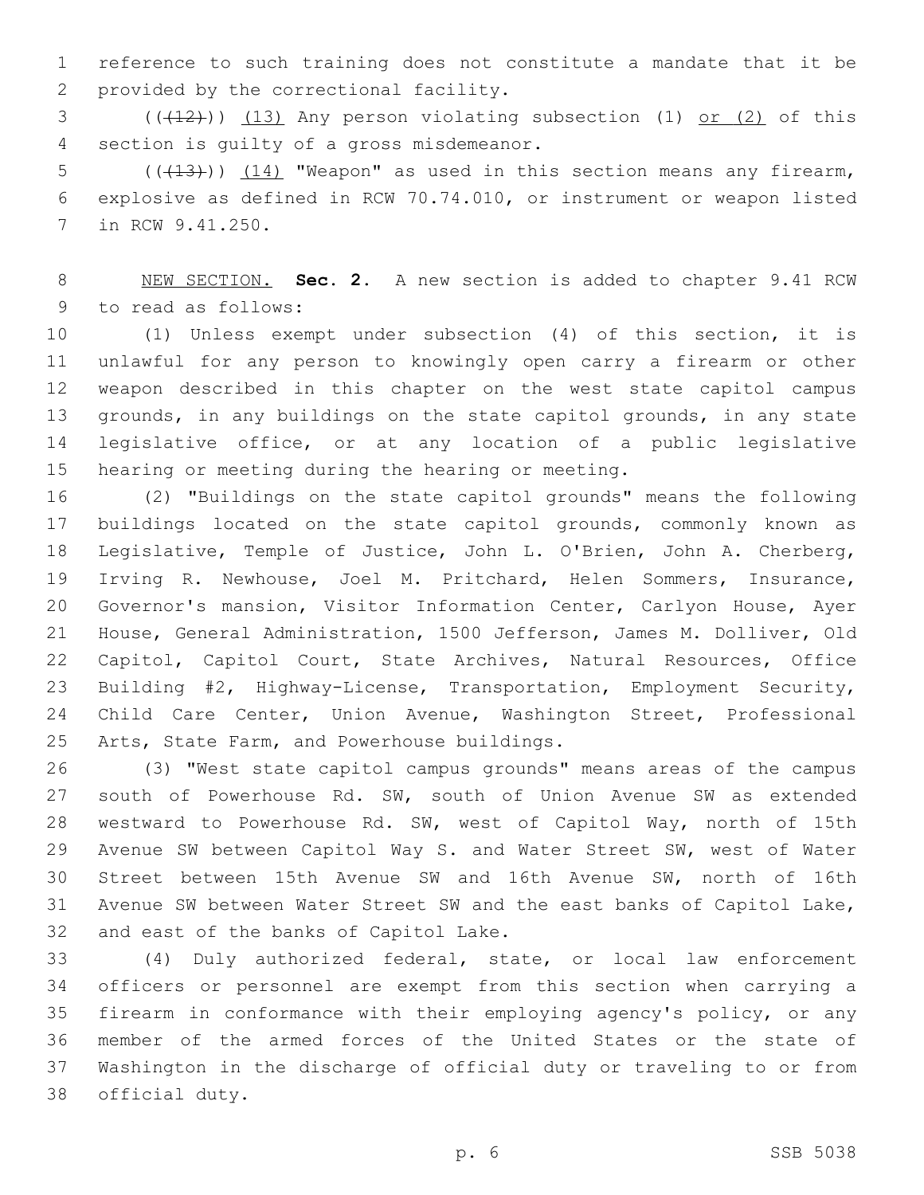reference to such training does not constitute a mandate that it be provided by the correctional facility.

((~~(12)~~)) (13) Any person violating subsection (1) or (2) of this section is guilty of a gross misdemeanor.

((~~(13)~~)) (14) "Weapon" as used in this section means any firearm, explosive as defined in RCW 70.74.010, or instrument or weapon listed in RCW 9.41.250.

NEW SECTION. **Sec. 2.** A new section is added to chapter 9.41 RCW to read as follows:

(1) Unless exempt under subsection (4) of this section, it is unlawful for any person to knowingly open carry a firearm or other weapon described in this chapter on the west state capitol campus grounds, in any buildings on the state capitol grounds, in any state legislative office, or at any location of a public legislative hearing or meeting during the hearing or meeting.

(2) "Buildings on the state capitol grounds" means the following buildings located on the state capitol grounds, commonly known as Legislative, Temple of Justice, John L. O'Brien, John A. Cherberg, Irving R. Newhouse, Joel M. Pritchard, Helen Sommers, Insurance, Governor's mansion, Visitor Information Center, Carlyon House, Ayer House, General Administration, 1500 Jefferson, James M. Dolliver, Old Capitol, Capitol Court, State Archives, Natural Resources, Office Building #2, Highway-License, Transportation, Employment Security, Child Care Center, Union Avenue, Washington Street, Professional Arts, State Farm, and Powerhouse buildings.

(3) "West state capitol campus grounds" means areas of the campus south of Powerhouse Rd. SW, south of Union Avenue SW as extended westward to Powerhouse Rd. SW, west of Capitol Way, north of 15th Avenue SW between Capitol Way S. and Water Street SW, west of Water Street between 15th Avenue SW and 16th Avenue SW, north of 16th Avenue SW between Water Street SW and the east banks of Capitol Lake, and east of the banks of Capitol Lake.

(4) Duly authorized federal, state, or local law enforcement officers or personnel are exempt from this section when carrying a firearm in conformance with their employing agency's policy, or any member of the armed forces of the United States or the state of Washington in the discharge of official duty or traveling to or from official duty.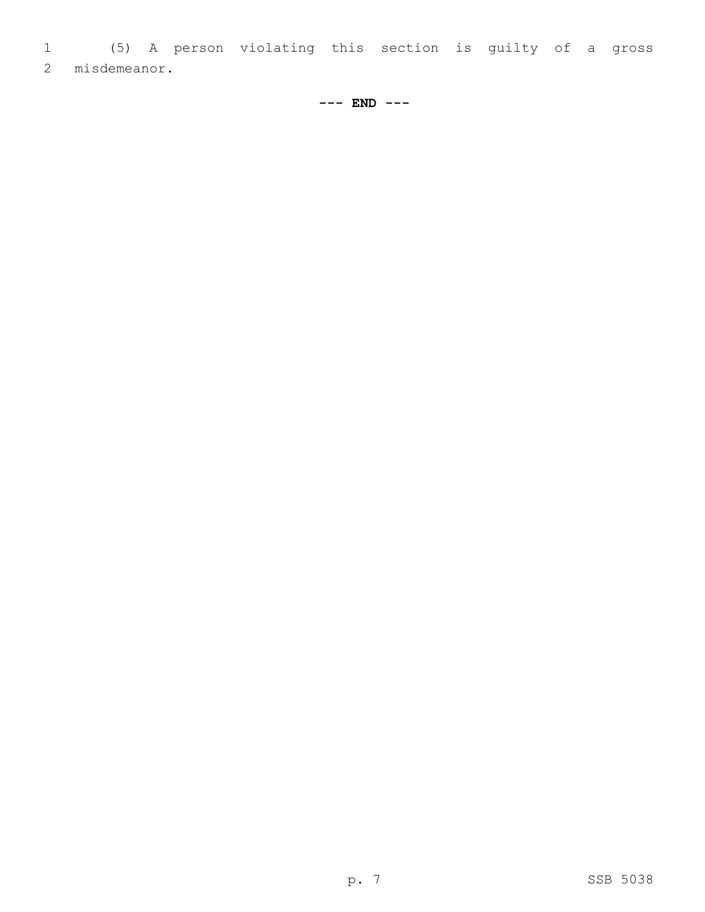(5) A person violating this section is guilty of a gross misdemeanor.

**--- END ---**